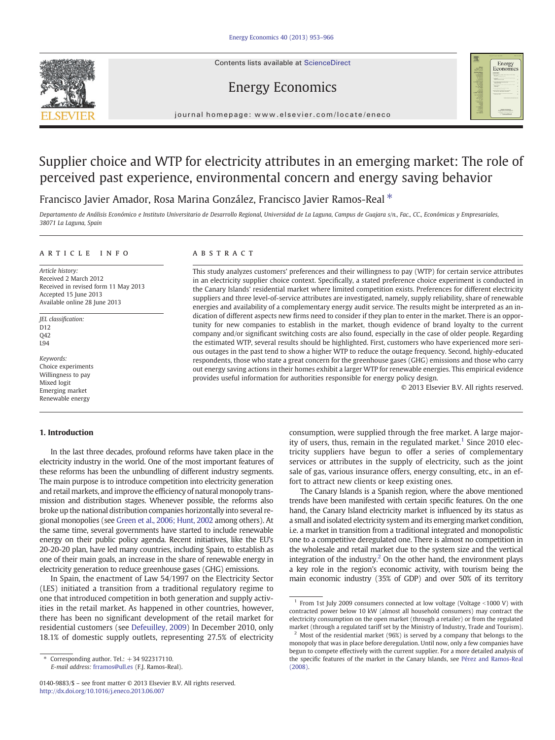# Supplier choice and WTP for electricity attributes in an emerging market: The role of perceived past experience, environmental concern and energy saving behavior

Francisco Javier Amador, Rosa Marina González, Francisco Javier Ramos-Real *

*Departamento de Análisis Económico e Instituto Universitario de Desarrollo Regional, Universidad de La Laguna, Campus de Guajara s/n., Fac., CC., Económicas y Empresariales, 38071 La Laguna, Spain*

## ARTICLE INFO

*Article history:*
Received 2 March 2012
Received in revised form 11 May 2013
Accepted 15 June 2013
Available online 28 June 2013

*JEL classification:*
D12
Q42
L94

*Keywords:*
Choice experiments
Willingness to pay
Mixed logit
Emerging market
Renewable energy

## ABSTRACT

This study analyzes customers' preferences and their willingness to pay (WTP) for certain service attributes in an electricity supplier choice context. Specifically, a stated preference choice experiment is conducted in the Canary Islands' residential market where limited competition exists. Preferences for different electricity suppliers and three level-of-service attributes are investigated, namely, supply reliability, share of renewable energies and availability of a complementary energy audit service. The results might be interpreted as an indication of different aspects new firms need to consider if they plan to enter in the market. There is an opportunity for new companies to establish in the market, though evidence of brand loyalty to the current company and/or significant switching costs are also found, especially in the case of older people. Regarding the estimated WTP, several results should be highlighted. First, customers who have experienced more serious outages in the past tend to show a higher WTP to reduce the outage frequency. Second, highly-educated respondents, those who state a great concern for the greenhouse gases (GHG) emissions and those who carry out energy saving actions in their homes exhibit a larger WTP for renewable energies. This empirical evidence provides useful information for authorities responsible for energy policy design.

© 2013 Elsevier B.V. All rights reserved.

## 1. Introduction

In the last three decades, profound reforms have taken place in the electricity industry in the world. One of the most important features of these reforms has been the unbundling of different industry segments. The main purpose is to introduce competition into electricity generation and retail markets, and improve the efficiency of natural monopoly transmission and distribution stages. Whenever possible, the reforms also broke up the national distribution companies horizontally into several regional monopolies (see Green et al., 2006; Hunt, 2002 among others). At the same time, several governments have started to include renewable energy on their public policy agenda. Recent initiatives, like the EU's 20-20-20 plan, have led many countries, including Spain, to establish as one of their main goals, an increase in the share of renewable energy in electricity generation to reduce greenhouse gases (GHG) emissions.

In Spain, the enactment of Law 54/1997 on the Electricity Sector (LES) initiated a transition from a traditional regulatory regime to one that introduced competition in both generation and supply activities in the retail market. As happened in other countries, however, there has been no significant development of the retail market for residential customers (see Defeuilley, 2009) In December 2010, only 18.1% of domestic supply outlets, representing 27.5% of electricity consumption, were supplied through the free market. A large majority of users, thus, remain in the regulated market.[1] Since 2010 electricity suppliers have begun to offer a series of complementary services or attributes in the supply of electricity, such as the joint sale of gas, various insurance offers, energy consulting, etc., in an effort to attract new clients or keep existing ones.

The Canary Islands is a Spanish region, where the above mentioned trends have been manifested with certain specific features. On the one hand, the Canary Island electricity market is influenced by its status as a small and isolated electricity system and its emerging market condition, i.e. a market in transition from a traditional integrated and monopolistic one to a competitive deregulated one. There is almost no competition in the wholesale and retail market due to the system size and the vertical integration of the industry.[2] On the other hand, the environment plays a key role in the region's economic activity, with tourism being the main economic industry (35% of GDP) and over 50% of its territory

[1] From 1st July 2009 consumers connected at low voltage (Voltage <1000 V) with contracted power below 10 kW (almost all household consumers) may contract the electricity consumption on the open market (through a retailer) or from the regulated market (through a regulated tariff set by the Ministry of Industry, Trade and Tourism).

[2] Most of the residential market (96%) is served by a company that belongs to the monopoly that was in place before deregulation. Until now, only a few companies have begun to compete effectively with the current supplier. For a more detailed analysis of the specific features of the market in the Canary Islands, see Pérez and Ramos-Real (2008).

* Corresponding author. Tel.: +34 922317110.
*E-mail address:* frramos@ull.es (F.J. Ramos-Real).

0140-9883/$ – see front matter © 2013 Elsevier B.V. All rights reserved.
http://dx.doi.org/10.1016/j.eneco.2013.06.007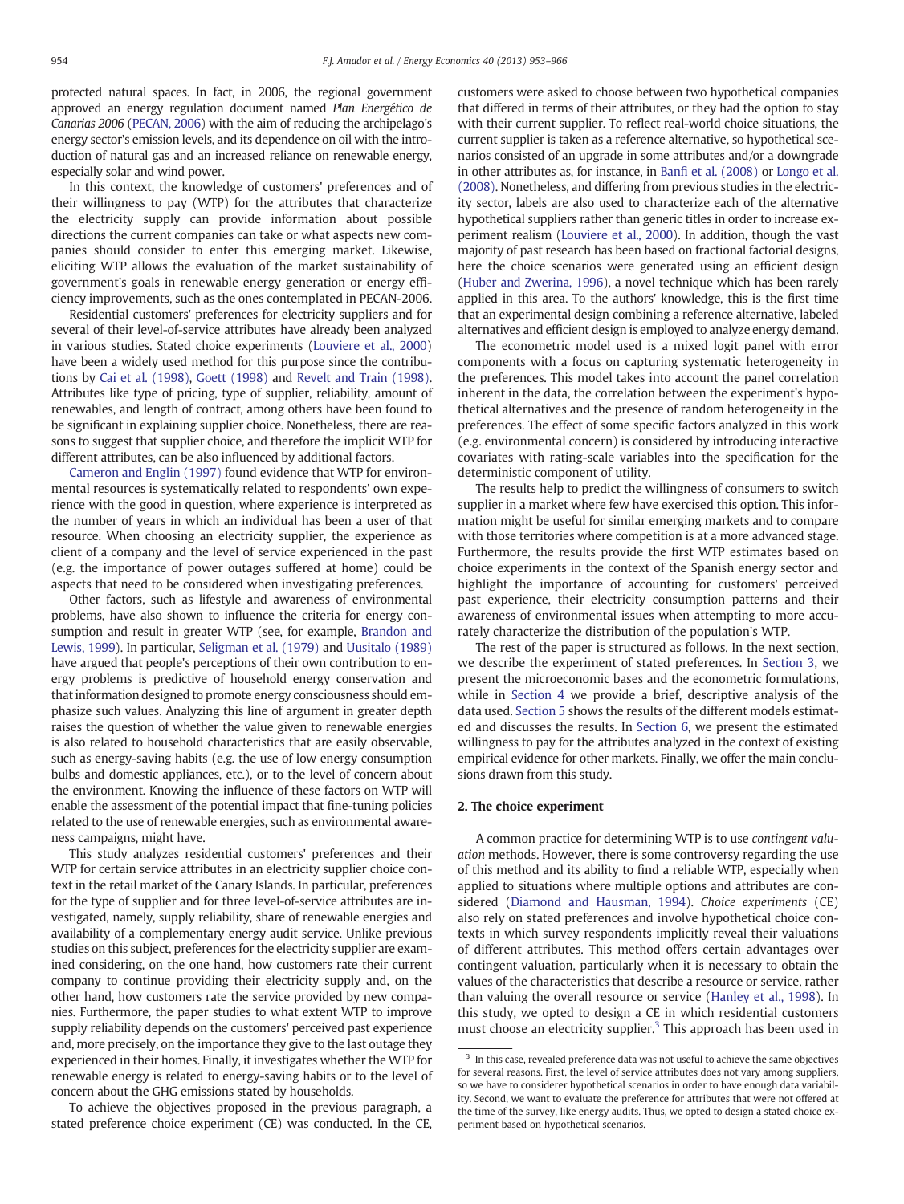protected natural spaces. In fact, in 2006, the regional government approved an energy regulation document named *Plan Energético de Canarias 2006* (PECAN, 2006) with the aim of reducing the archipelago's energy sector's emission levels, and its dependence on oil with the introduction of natural gas and an increased reliance on renewable energy, especially solar and wind power.

In this context, the knowledge of customers' preferences and of their willingness to pay (WTP) for the attributes that characterize the electricity supply can provide information about possible directions the current companies can take or what aspects new companies should consider to enter this emerging market. Likewise, eliciting WTP allows the evaluation of the market sustainability of government's goals in renewable energy generation or energy efficiency improvements, such as the ones contemplated in PECAN-2006.

Residential customers' preferences for electricity suppliers and for several of their level-of-service attributes have already been analyzed in various studies. Stated choice experiments (Louviere et al., 2000) have been a widely used method for this purpose since the contributions by Cai et al. (1998), Goett (1998) and Revelt and Train (1998). Attributes like type of pricing, type of supplier, reliability, amount of renewables, and length of contract, among others have been found to be significant in explaining supplier choice. Nonetheless, there are reasons to suggest that supplier choice, and therefore the implicit WTP for different attributes, can be also influenced by additional factors.

Cameron and Englin (1997) found evidence that WTP for environmental resources is systematically related to respondents' own experience with the good in question, where experience is interpreted as the number of years in which an individual has been a user of that resource. When choosing an electricity supplier, the experience as client of a company and the level of service experienced in the past (e.g. the importance of power outages suffered at home) could be aspects that need to be considered when investigating preferences.

Other factors, such as lifestyle and awareness of environmental problems, have also shown to influence the criteria for energy consumption and result in greater WTP (see, for example, Brandon and Lewis, 1999). In particular, Seligman et al. (1979) and Uusitalo (1989) have argued that people's perceptions of their own contribution to energy problems is predictive of household energy conservation and that information designed to promote energy consciousness should emphasize such values. Analyzing this line of argument in greater depth raises the question of whether the value given to renewable energies is also related to household characteristics that are easily observable, such as energy-saving habits (e.g. the use of low energy consumption bulbs and domestic appliances, etc.), or to the level of concern about the environment. Knowing the influence of these factors on WTP will enable the assessment of the potential impact that fine-tuning policies related to the use of renewable energies, such as environmental awareness campaigns, might have.

This study analyzes residential customers' preferences and their WTP for certain service attributes in an electricity supplier choice context in the retail market of the Canary Islands. In particular, preferences for the type of supplier and for three level-of-service attributes are investigated, namely, supply reliability, share of renewable energies and availability of a complementary energy audit service. Unlike previous studies on this subject, preferences for the electricity supplier are examined considering, on the one hand, how customers rate their current company to continue providing their electricity supply and, on the other hand, how customers rate the service provided by new companies. Furthermore, the paper studies to what extent WTP to improve supply reliability depends on the customers' perceived past experience and, more precisely, on the importance they give to the last outage they experienced in their homes. Finally, it investigates whether the WTP for renewable energy is related to energy-saving habits or to the level of concern about the GHG emissions stated by households.

To achieve the objectives proposed in the previous paragraph, a stated preference choice experiment (CE) was conducted. In the CE, customers were asked to choose between two hypothetical companies that differed in terms of their attributes, or they had the option to stay with their current supplier. To reflect real-world choice situations, the current supplier is taken as a reference alternative, so hypothetical scenarios consisted of an upgrade in some attributes and/or a downgrade in other attributes as, for instance, in Banfi et al. (2008) or Longo et al. (2008). Nonetheless, and differing from previous studies in the electricity sector, labels are also used to characterize each of the alternative hypothetical suppliers rather than generic titles in order to increase experiment realism (Louviere et al., 2000). In addition, though the vast majority of past research has been based on fractional factorial designs, here the choice scenarios were generated using an efficient design (Huber and Zwerina, 1996), a novel technique which has been rarely applied in this area. To the authors' knowledge, this is the first time that an experimental design combining a reference alternative, labeled alternatives and efficient design is employed to analyze energy demand.

The econometric model used is a mixed logit panel with error components with a focus on capturing systematic heterogeneity in the preferences. This model takes into account the panel correlation inherent in the data, the correlation between the experiment's hypothetical alternatives and the presence of random heterogeneity in the preferences. The effect of some specific factors analyzed in this work (e.g. environmental concern) is considered by introducing interactive covariates with rating-scale variables into the specification for the deterministic component of utility.

The results help to predict the willingness of consumers to switch supplier in a market where few have exercised this option. This information might be useful for similar emerging markets and to compare with those territories where competition is at a more advanced stage. Furthermore, the results provide the first WTP estimates based on choice experiments in the context of the Spanish energy sector and highlight the importance of accounting for customers' perceived past experience, their electricity consumption patterns and their awareness of environmental issues when attempting to more accurately characterize the distribution of the population's WTP.

The rest of the paper is structured as follows. In the next section, we describe the experiment of stated preferences. In Section 3, we present the microeconomic bases and the econometric formulations, while in Section 4 we provide a brief, descriptive analysis of the data used. Section 5 shows the results of the different models estimated and discusses the results. In Section 6, we present the estimated willingness to pay for the attributes analyzed in the context of existing empirical evidence for other markets. Finally, we offer the main conclusions drawn from this study.

## 2. The choice experiment

A common practice for determining WTP is to use *contingent valuation* methods. However, there is some controversy regarding the use of this method and its ability to find a reliable WTP, especially when applied to situations where multiple options and attributes are considered (Diamond and Hausman, 1994). *Choice experiments* (CE) also rely on stated preferences and involve hypothetical choice contexts in which survey respondents implicitly reveal their valuations of different attributes. This method offers certain advantages over contingent valuation, particularly when it is necessary to obtain the values of the characteristics that describe a resource or service, rather than valuing the overall resource or service (Hanley et al., 1998). In this study, we opted to design a CE in which residential customers must choose an electricity supplier.[3] This approach has been used in

[3] In this case, revealed preference data was not useful to achieve the same objectives for several reasons. First, the level of service attributes does not vary among suppliers, so we have to considerer hypothetical scenarios in order to have enough data variability. Second, we want to evaluate the preference for attributes that were not offered at the time of the survey, like energy audits. Thus, we opted to design a stated choice experiment based on hypothetical scenarios.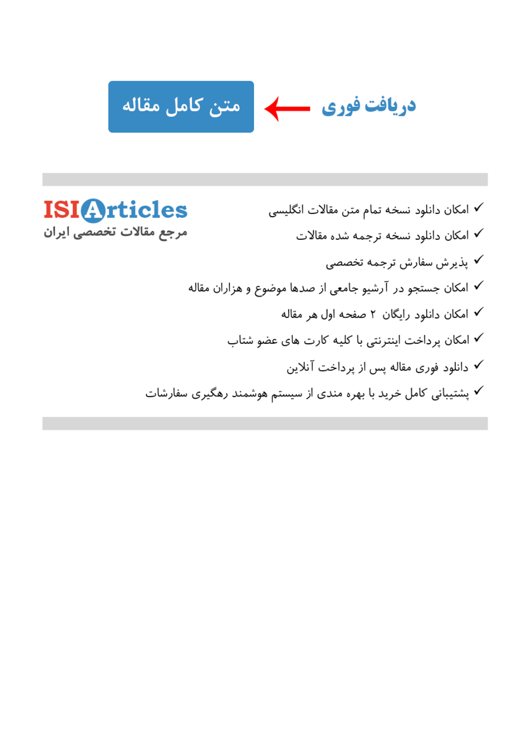دریافت فوری ← متن کامل مقاله

ISIArticles

مرجع مقالات تخصصی ایران

- ✓ امکان دانلود نسخه تمام متن مقالات انگلیسی
- ✓ امکان دانلود نسخه ترجمه شده مقالات
- ✓ پذیرش سفارش ترجمه تخصصی
- ✓ امکان جستجو در آرشیو جامعی از صدها موضوع و هزاران مقاله
- ✓ امکان دانلود رایگان ۲ صفحه اول هر مقاله
- ✓ امکان پرداخت اینترنتی با کلیه کارت های عضو شتاب
- ✓ دانلود فوری مقاله پس از پرداخت آنلاین
- ✓ پشتیبانی کامل خرید با بهره مندی از سیستم هوشمند رهگیری سفارشات